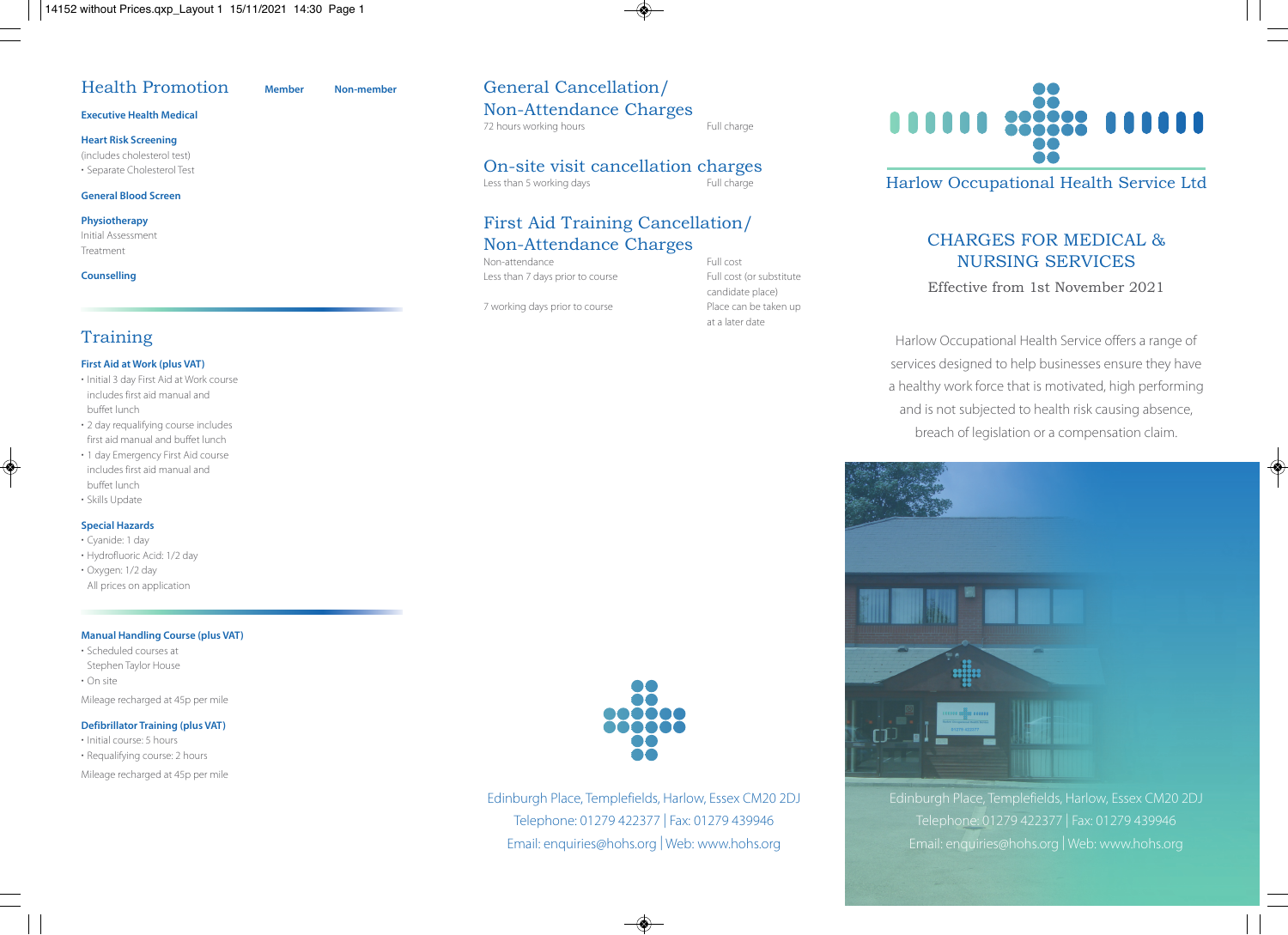## Health Promotion

| | Member | Non-member |
|---|---|---|
| **Executive Health Medical** | | |
| **Heart Risk Screening** (includes cholesterol test) | | |
| • Separate Cholesterol Test | | |
| **General Blood Screen** | | |
| **Physiotherapy** | | |
| Initial Assessment | | |
| Treatment | | |
| **Counselling** | | |

## Training

**First Aid at Work (plus VAT)**

- Initial 3 day First Aid at Work course includes first aid manual and buffet lunch
- 2 day requalifying course includes first aid manual and buffet lunch
- 1 day Emergency First Aid course includes first aid manual and buffet lunch
- Skills Update

**Special Hazards**

- Cyanide: 1 day
- Hydrofluoric Acid: 1/2 day
- Oxygen: 1/2 day

All prices on application

**Manual Handling Course (plus VAT)**

- Scheduled courses at Stephen Taylor House
- On site

Mileage recharged at 45p per mile

**Defibrillator Training (plus VAT)**

- Initial course: 5 hours
- Requalifying course: 2 hours

Mileage recharged at 45p per mile

## General Cancellation/ Non-Attendance Charges

| | |
|---|---|
| 72 hours working hours | Full charge |

## On-site visit cancellation charges

| | |
|---|---|
| Less than 5 working days | Full charge |

## First Aid Training Cancellation/ Non-Attendance Charges

| | |
|---|---|
| Non-attendance | Full cost |
| Less than 7 days prior to course | Full cost (or substitute candidate place) |
| 7 working days prior to course | Place can be taken up at a later date |

Edinburgh Place, Templefields, Harlow, Essex CM20 2DJ
Telephone: 01279 422377 | Fax: 01279 439946
Email: enquiries@hohs.org | Web: www.hohs.org

# Harlow Occupational Health Service Ltd

## CHARGES FOR MEDICAL & NURSING SERVICES

Effective from 1st November 2021

Harlow Occupational Health Service offers a range of services designed to help businesses ensure they have a healthy work force that is motivated, high performing and is not subjected to health risk causing absence, breach of legislation or a compensation claim.

Edinburgh Place, Templefields, Harlow, Essex CM20 2DJ
Telephone: 01279 422377 | Fax: 01279 439946
Email: enquiries@hohs.org | Web: www.hohs.org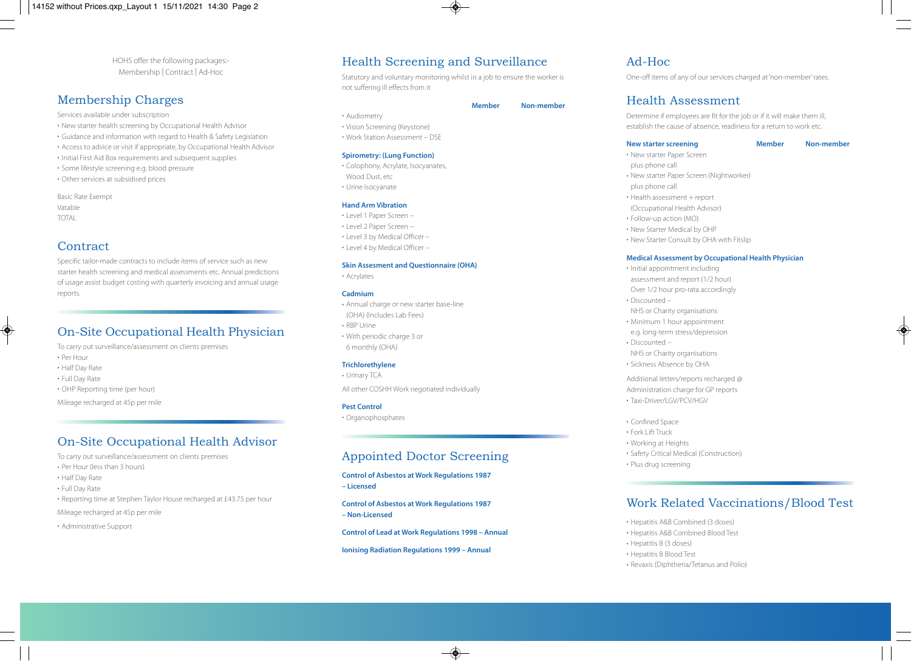HOHS offer the following packages:-
Membership | Contract | Ad-Hoc

## Membership Charges

Services available under subscription

- New starter health screening by Occupational Health Advisor
- Guidance and information with regard to Health & Safety Legislation
- Access to advice or visit if appropriate, by Occupational Health Advisor
- Initial First Aid Box requirements and subsequent supplies
- Some lifestyle screening e.g. blood pressure
- Other services at subsidised prices

Basic Rate Exempt
Vatable
TOTAL

## Contract

Specific tailor-made contracts to include items of service such as new starter health screening and medical assessments etc. Annual predictions of usage assist budget costing with quarterly invoicing and annual usage reports.

## On-Site Occupational Health Physician

To carry out surveillance/assessment on clients premises

- Per Hour
- Half Day Rate
- Full Day Rate
- OHP Reporting time (per hour)

Mileage recharged at 45p per mile

## On-Site Occupational Health Advisor

To carry out surveillance/assessment on clients premises

- Per Hour (less than 3 hours)
- Half Day Rate
- Full Day Rate
- Reporting time at Stephen Taylor House recharged at £43.75 per hour

Mileage recharged at 45p per mile

- Administrative Support

## Health Screening and Surveillance

Statutory and voluntary monitoring whilst in a job to ensure the worker is not suffering ill effects from it

**Member** **Non-member**

- Audiometry
- Vision Screening (Keystone)
- Work Station Assessment – DSE

**Spirometry: (Lung Function)**

- Colophony, Acrylate, Isocyanates, Wood Dust, etc
- Urine Isocyanate

**Hand Arm Vibration**

- Level 1 Paper Screen –
- Level 2 Paper Screen –
- Level 3 by Medical Officer –
- Level 4 by Medical Officer –

**Skin Assesment and Questionnaire (OHA)**

- Acrylates

**Cadmium**

- Annual charge or new starter base-line (OHA) (Includes Lab Fees)
- RBP Urine
- With periodic charge 3 or 6 monthly (OHA)

**Trichlorethylene**

- Urinary TCA

All other COSHH Work negotiated individually

**Pest Control**

- Organophosphates

## Appointed Doctor Screening

**Control of Asbestos at Work Regulations 1987 – Licensed**

**Control of Asbestos at Work Regulations 1987 – Non-Licensed**

**Control of Lead at Work Regulations 1998 – Annual**

**Ionising Radiation Regulations 1999 – Annual**

## Ad-Hoc

One-off items of any of our services charged at 'non-member' rates.

## Health Assessment

Determine if employees are fit for the job or if it will make them ill, establish the cause of absence, readiness for a return to work etc.

**New starter screening** **Member** **Non-member**

- New starter Paper Screen plus phone call
- New starter Paper Screen (Nightworker) plus phone call
- Health assessment + report (Occupational Health Advisor)
- Follow-up action (MO)
- New Starter Medical by OHP
- New Starter Consult by OHA with Fitslip

**Medical Assessment by Occupational Health Physician**

- Initial appointment including assessment and report (1/2 hour) Over 1/2 hour pro-rata accordingly
- Discounted – NHS or Charity organisations
- Minimum 1 hour appointment e.g. long-term stress/depression
- Discounted – NHS or Charity organisations
- Sickness Absence by OHA

Additional letters/reports recharged @
Administration charge for GP reports

- Taxi-Driver/LGV/PCV/HGV
- Confined Space
- Fork Lift Truck
- Working at Heights
- Safety Critical Medical (Construction)
- Plus drug screening

## Work Related Vaccinations/Blood Test

- Hepatitis A&B Combined (3 doses)
- Hepatitis A&B Combined Blood Test
- Hepatitis B (3 doses)
- Hepatitis B Blood Test
- Revaxis (Diphtheria/Tetanus and Polio)